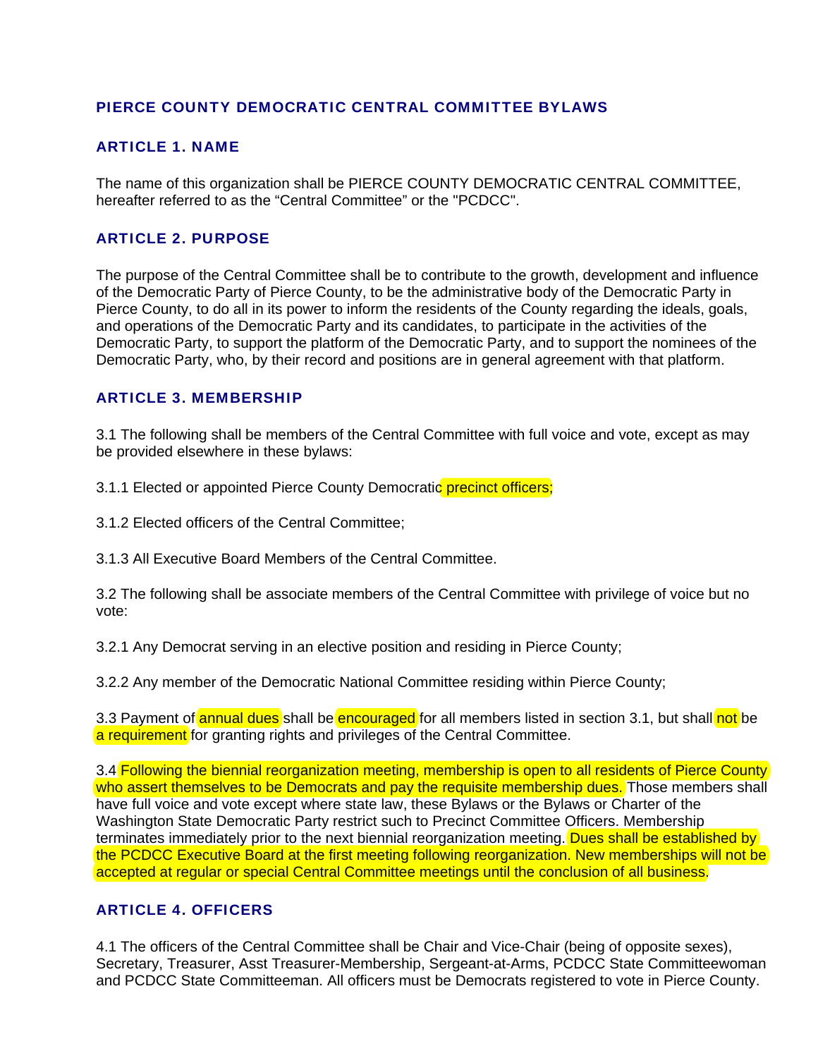# PIERCE COUNTY DEMOCRATIC CENTRAL COMMITTEE BYLAWS

## ARTICLE 1. NAME

The name of this organization shall be PIERCE COUNTY DEMOCRATIC CENTRAL COMMITTEE, hereafter referred to as the "Central Committee" or the "PCDCC".

## ARTICLE 2. PURPOSE

The purpose of the Central Committee shall be to contribute to the growth, development and influence of the Democratic Party of Pierce County, to be the administrative body of the Democratic Party in Pierce County, to do all in its power to inform the residents of the County regarding the ideals, goals, and operations of the Democratic Party and its candidates, to participate in the activities of the Democratic Party, to support the platform of the Democratic Party, and to support the nominees of the Democratic Party, who, by their record and positions are in general agreement with that platform.

## ARTICLE 3. MEMBERSHIP

3.1 The following shall be members of the Central Committee with full voice and vote, except as may be provided elsewhere in these bylaws:

3.1.1 Elected or appointed Pierce County Democratic precinct officers;

3.1.2 Elected officers of the Central Committee;

3.1.3 All Executive Board Members of the Central Committee.

3.2 The following shall be associate members of the Central Committee with privilege of voice but no vote:

3.2.1 Any Democrat serving in an elective position and residing in Pierce County;

3.2.2 Any member of the Democratic National Committee residing within Pierce County;

3.3 Payment of annual dues shall be encouraged for all members listed in section 3.1, but shall not be a requirement for granting rights and privileges of the Central Committee.

3.4 Following the biennial reorganization meeting, membership is open to all residents of Pierce County who assert themselves to be Democrats and pay the requisite membership dues. Those members shall have full voice and vote except where state law, these Bylaws or the Bylaws or Charter of the Washington State Democratic Party restrict such to Precinct Committee Officers. Membership terminates immediately prior to the next biennial reorganization meeting. Dues shall be established by the PCDCC Executive Board at the first meeting following reorganization. New memberships will not be accepted at regular or special Central Committee meetings until the conclusion of all business.

## ARTICLE 4. OFFICERS

4.1 The officers of the Central Committee shall be Chair and Vice-Chair (being of opposite sexes), Secretary, Treasurer, Asst Treasurer-Membership, Sergeant-at-Arms, PCDCC State Committeewoman and PCDCC State Committeeman. All officers must be Democrats registered to vote in Pierce County.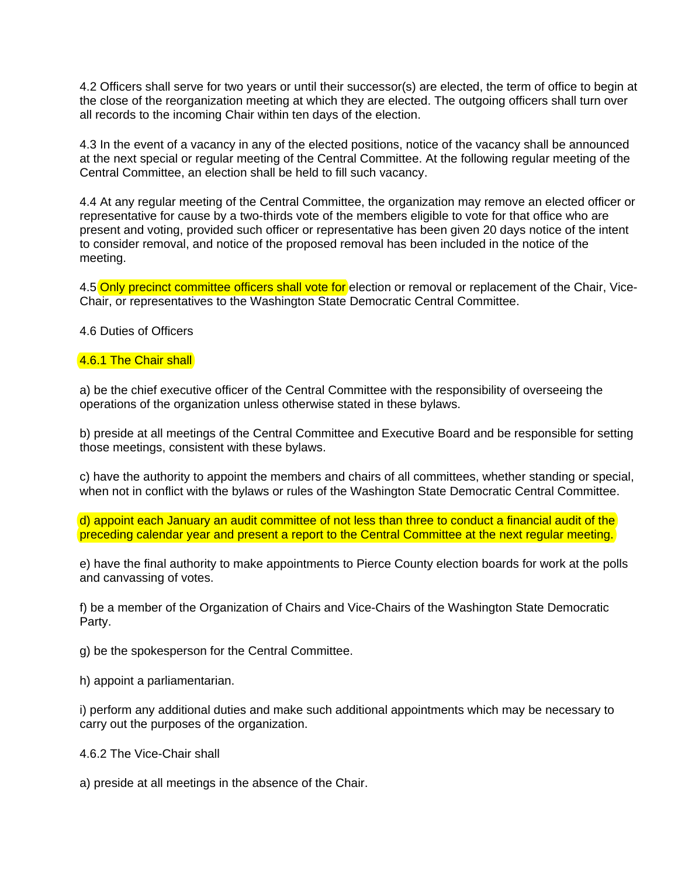4.2 Officers shall serve for two years or until their successor(s) are elected, the term of office to begin at the close of the reorganization meeting at which they are elected. The outgoing officers shall turn over all records to the incoming Chair within ten days of the election.

4.3 In the event of a vacancy in any of the elected positions, notice of the vacancy shall be announced at the next special or regular meeting of the Central Committee. At the following regular meeting of the Central Committee, an election shall be held to fill such vacancy.

4.4 At any regular meeting of the Central Committee, the organization may remove an elected officer or representative for cause by a two-thirds vote of the members eligible to vote for that office who are present and voting, provided such officer or representative has been given 20 days notice of the intent to consider removal, and notice of the proposed removal has been included in the notice of the meeting.

4.5 Only precinct committee officers shall vote for election or removal or replacement of the Chair, Vice-Chair, or representatives to the Washington State Democratic Central Committee.

4.6 Duties of Officers

4.6.1 The Chair shall

a) be the chief executive officer of the Central Committee with the responsibility of overseeing the operations of the organization unless otherwise stated in these bylaws.

b) preside at all meetings of the Central Committee and Executive Board and be responsible for setting those meetings, consistent with these bylaws.

c) have the authority to appoint the members and chairs of all committees, whether standing or special, when not in conflict with the bylaws or rules of the Washington State Democratic Central Committee.

d) appoint each January an audit committee of not less than three to conduct a financial audit of the preceding calendar year and present a report to the Central Committee at the next regular meeting.

e) have the final authority to make appointments to Pierce County election boards for work at the polls and canvassing of votes.

f) be a member of the Organization of Chairs and Vice-Chairs of the Washington State Democratic Party.

g) be the spokesperson for the Central Committee.

h) appoint a parliamentarian.

i) perform any additional duties and make such additional appointments which may be necessary to carry out the purposes of the organization.

4.6.2 The Vice-Chair shall

a) preside at all meetings in the absence of the Chair.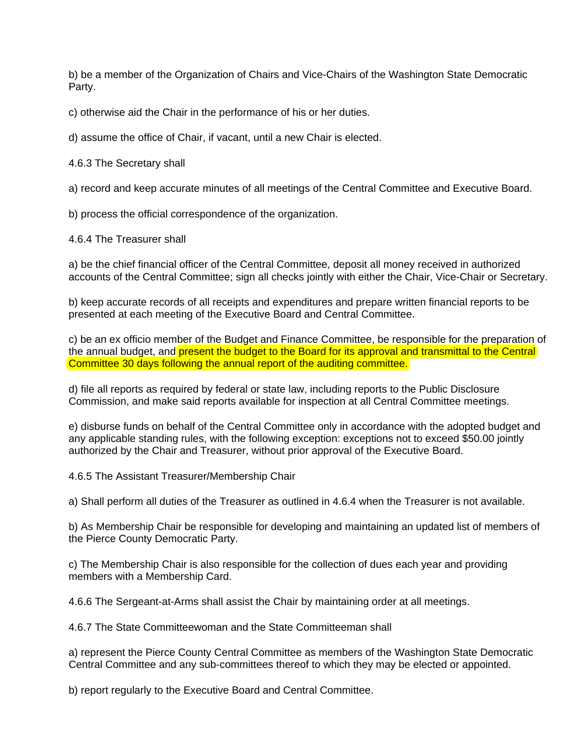b) be a member of the Organization of Chairs and Vice-Chairs of the Washington State Democratic Party.

c) otherwise aid the Chair in the performance of his or her duties.

d) assume the office of Chair, if vacant, until a new Chair is elected.

4.6.3 The Secretary shall

a) record and keep accurate minutes of all meetings of the Central Committee and Executive Board.

b) process the official correspondence of the organization.

4.6.4 The Treasurer shall

a) be the chief financial officer of the Central Committee, deposit all money received in authorized accounts of the Central Committee; sign all checks jointly with either the Chair, Vice-Chair or Secretary.

b) keep accurate records of all receipts and expenditures and prepare written financial reports to be presented at each meeting of the Executive Board and Central Committee.

c) be an ex officio member of the Budget and Finance Committee, be responsible for the preparation of the annual budget, and present the budget to the Board for its approval and transmittal to the Central Committee 30 days following the annual report of the auditing committee.

d) file all reports as required by federal or state law, including reports to the Public Disclosure Commission, and make said reports available for inspection at all Central Committee meetings.

e) disburse funds on behalf of the Central Committee only in accordance with the adopted budget and any applicable standing rules, with the following exception: exceptions not to exceed $50.00 jointly authorized by the Chair and Treasurer, without prior approval of the Executive Board.

4.6.5 The Assistant Treasurer/Membership Chair

a) Shall perform all duties of the Treasurer as outlined in 4.6.4 when the Treasurer is not available.

b) As Membership Chair be responsible for developing and maintaining an updated list of members of the Pierce County Democratic Party.

c) The Membership Chair is also responsible for the collection of dues each year and providing members with a Membership Card.

4.6.6 The Sergeant-at-Arms shall assist the Chair by maintaining order at all meetings.

4.6.7 The State Committeewoman and the State Committeeman shall

a) represent the Pierce County Central Committee as members of the Washington State Democratic Central Committee and any sub-committees thereof to which they may be elected or appointed.

b) report regularly to the Executive Board and Central Committee.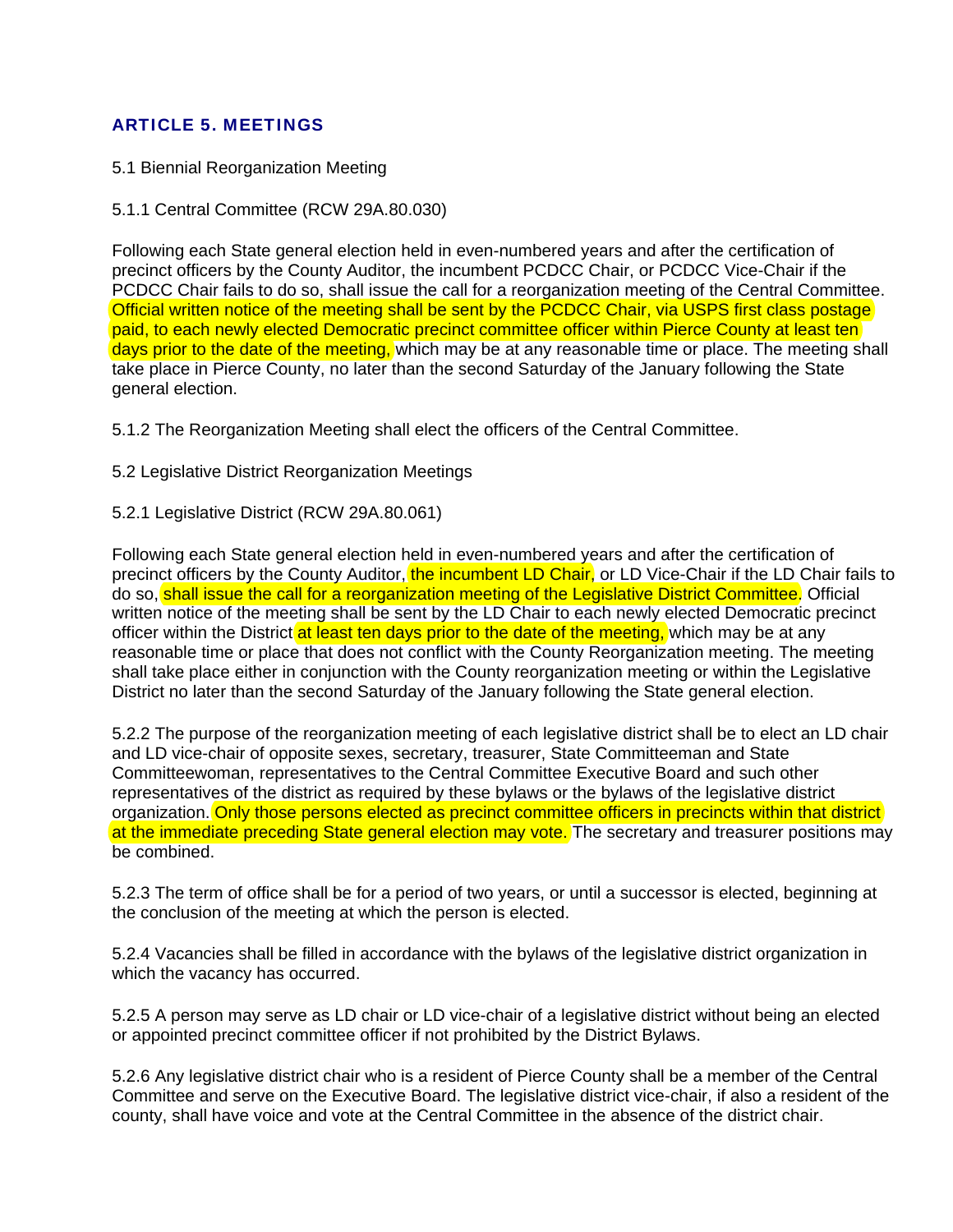## ARTICLE 5. MEETINGS

5.1 Biennial Reorganization Meeting

5.1.1 Central Committee (RCW 29A.80.030)

Following each State general election held in even-numbered years and after the certification of precinct officers by the County Auditor, the incumbent PCDCC Chair, or PCDCC Vice-Chair if the PCDCC Chair fails to do so, shall issue the call for a reorganization meeting of the Central Committee. Official written notice of the meeting shall be sent by the PCDCC Chair, via USPS first class postage paid, to each newly elected Democratic precinct committee officer within Pierce County at least ten days prior to the date of the meeting, which may be at any reasonable time or place. The meeting shall take place in Pierce County, no later than the second Saturday of the January following the State general election.

5.1.2 The Reorganization Meeting shall elect the officers of the Central Committee.

5.2 Legislative District Reorganization Meetings

5.2.1 Legislative District (RCW 29A.80.061)

Following each State general election held in even-numbered years and after the certification of precinct officers by the County Auditor, the incumbent LD Chair, or LD Vice-Chair if the LD Chair fails to do so, shall issue the call for a reorganization meeting of the Legislative District Committee. Official written notice of the meeting shall be sent by the LD Chair to each newly elected Democratic precinct officer within the District at least ten days prior to the date of the meeting, which may be at any reasonable time or place that does not conflict with the County Reorganization meeting. The meeting shall take place either in conjunction with the County reorganization meeting or within the Legislative District no later than the second Saturday of the January following the State general election.

5.2.2 The purpose of the reorganization meeting of each legislative district shall be to elect an LD chair and LD vice-chair of opposite sexes, secretary, treasurer, State Committeeman and State Committeewoman, representatives to the Central Committee Executive Board and such other representatives of the district as required by these bylaws or the bylaws of the legislative district organization. Only those persons elected as precinct committee officers in precincts within that district at the immediate preceding State general election may vote. The secretary and treasurer positions may be combined.

5.2.3 The term of office shall be for a period of two years, or until a successor is elected, beginning at the conclusion of the meeting at which the person is elected.

5.2.4 Vacancies shall be filled in accordance with the bylaws of the legislative district organization in which the vacancy has occurred.

5.2.5 A person may serve as LD chair or LD vice-chair of a legislative district without being an elected or appointed precinct committee officer if not prohibited by the District Bylaws.

5.2.6 Any legislative district chair who is a resident of Pierce County shall be a member of the Central Committee and serve on the Executive Board. The legislative district vice-chair, if also a resident of the county, shall have voice and vote at the Central Committee in the absence of the district chair.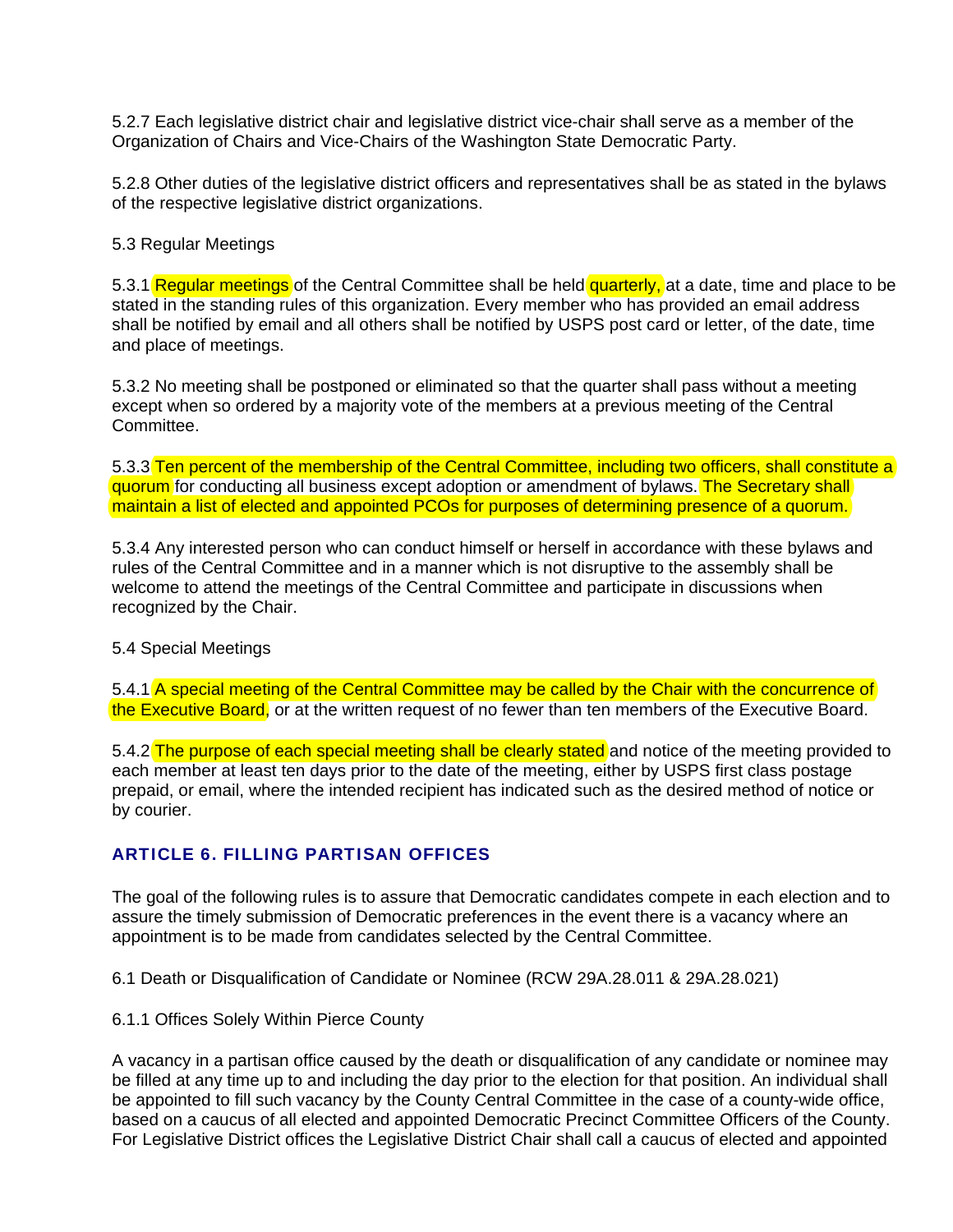5.2.7 Each legislative district chair and legislative district vice-chair shall serve as a member of the Organization of Chairs and Vice-Chairs of the Washington State Democratic Party.

5.2.8 Other duties of the legislative district officers and representatives shall be as stated in the bylaws of the respective legislative district organizations.

5.3 Regular Meetings

5.3.1 Regular meetings of the Central Committee shall be held quarterly, at a date, time and place to be stated in the standing rules of this organization. Every member who has provided an email address shall be notified by email and all others shall be notified by USPS post card or letter, of the date, time and place of meetings.

5.3.2 No meeting shall be postponed or eliminated so that the quarter shall pass without a meeting except when so ordered by a majority vote of the members at a previous meeting of the Central Committee.

5.3.3 Ten percent of the membership of the Central Committee, including two officers, shall constitute a quorum for conducting all business except adoption or amendment of bylaws. The Secretary shall maintain a list of elected and appointed PCOs for purposes of determining presence of a quorum.

5.3.4 Any interested person who can conduct himself or herself in accordance with these bylaws and rules of the Central Committee and in a manner which is not disruptive to the assembly shall be welcome to attend the meetings of the Central Committee and participate in discussions when recognized by the Chair.

5.4 Special Meetings

5.4.1 A special meeting of the Central Committee may be called by the Chair with the concurrence of the Executive Board, or at the written request of no fewer than ten members of the Executive Board.

5.4.2 The purpose of each special meeting shall be clearly stated and notice of the meeting provided to each member at least ten days prior to the date of the meeting, either by USPS first class postage prepaid, or email, where the intended recipient has indicated such as the desired method of notice or by courier.

## ARTICLE 6. FILLING PARTISAN OFFICES

The goal of the following rules is to assure that Democratic candidates compete in each election and to assure the timely submission of Democratic preferences in the event there is a vacancy where an appointment is to be made from candidates selected by the Central Committee.

6.1 Death or Disqualification of Candidate or Nominee (RCW 29A.28.011 & 29A.28.021)

6.1.1 Offices Solely Within Pierce County

A vacancy in a partisan office caused by the death or disqualification of any candidate or nominee may be filled at any time up to and including the day prior to the election for that position. An individual shall be appointed to fill such vacancy by the County Central Committee in the case of a county-wide office, based on a caucus of all elected and appointed Democratic Precinct Committee Officers of the County. For Legislative District offices the Legislative District Chair shall call a caucus of elected and appointed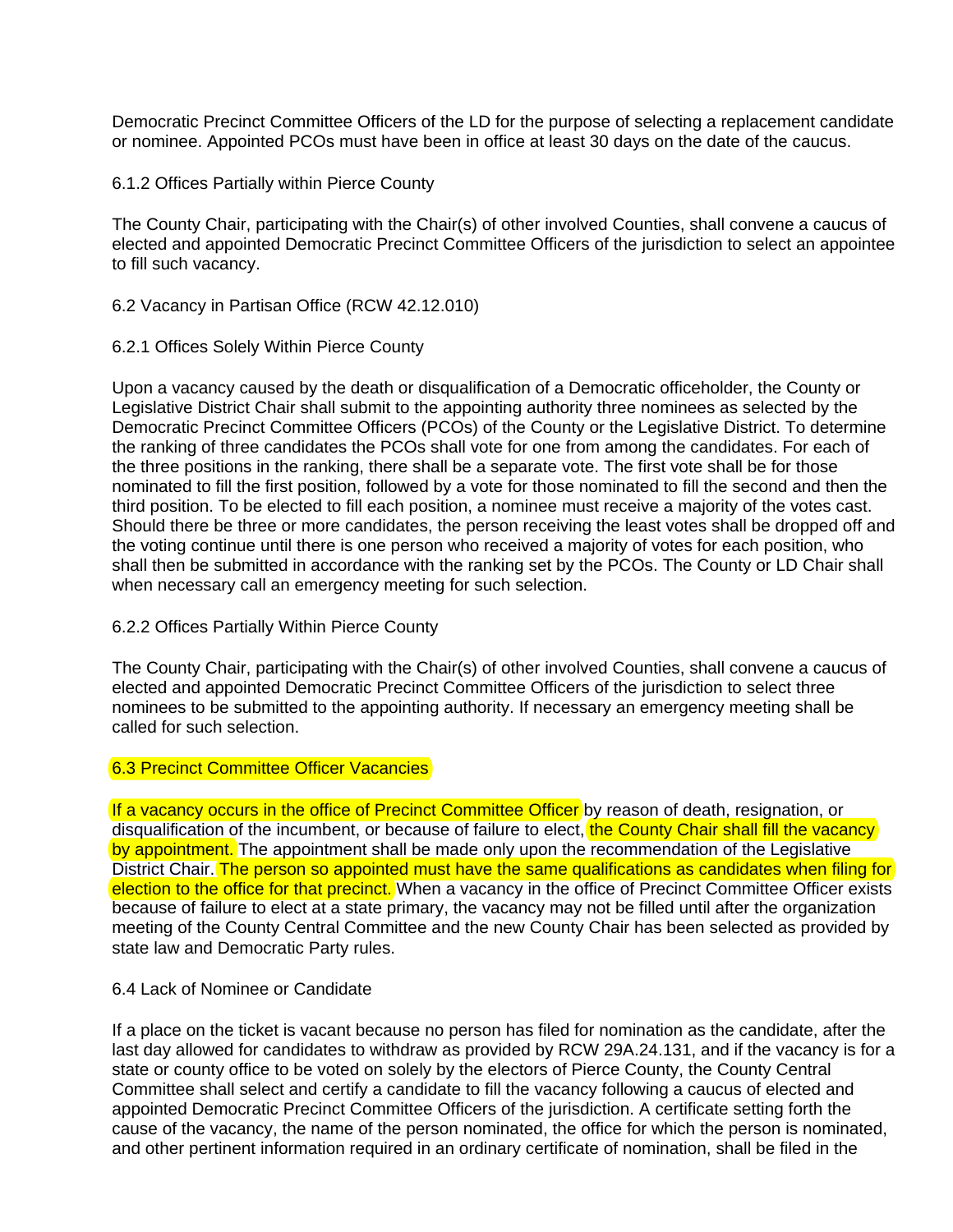Democratic Precinct Committee Officers of the LD for the purpose of selecting a replacement candidate or nominee. Appointed PCOs must have been in office at least 30 days on the date of the caucus.

6.1.2 Offices Partially within Pierce County

The County Chair, participating with the Chair(s) of other involved Counties, shall convene a caucus of elected and appointed Democratic Precinct Committee Officers of the jurisdiction to select an appointee to fill such vacancy.

6.2 Vacancy in Partisan Office (RCW 42.12.010)

6.2.1 Offices Solely Within Pierce County

Upon a vacancy caused by the death or disqualification of a Democratic officeholder, the County or Legislative District Chair shall submit to the appointing authority three nominees as selected by the Democratic Precinct Committee Officers (PCOs) of the County or the Legislative District. To determine the ranking of three candidates the PCOs shall vote for one from among the candidates. For each of the three positions in the ranking, there shall be a separate vote. The first vote shall be for those nominated to fill the first position, followed by a vote for those nominated to fill the second and then the third position. To be elected to fill each position, a nominee must receive a majority of the votes cast. Should there be three or more candidates, the person receiving the least votes shall be dropped off and the voting continue until there is one person who received a majority of votes for each position, who shall then be submitted in accordance with the ranking set by the PCOs. The County or LD Chair shall when necessary call an emergency meeting for such selection.

6.2.2 Offices Partially Within Pierce County

The County Chair, participating with the Chair(s) of other involved Counties, shall convene a caucus of elected and appointed Democratic Precinct Committee Officers of the jurisdiction to select three nominees to be submitted to the appointing authority. If necessary an emergency meeting shall be called for such selection.

6.3 Precinct Committee Officer Vacancies

If a vacancy occurs in the office of Precinct Committee Officer by reason of death, resignation, or disqualification of the incumbent, or because of failure to elect, the County Chair shall fill the vacancy by appointment. The appointment shall be made only upon the recommendation of the Legislative District Chair. The person so appointed must have the same qualifications as candidates when filing for election to the office for that precinct. When a vacancy in the office of Precinct Committee Officer exists because of failure to elect at a state primary, the vacancy may not be filled until after the organization meeting of the County Central Committee and the new County Chair has been selected as provided by state law and Democratic Party rules.

6.4 Lack of Nominee or Candidate

If a place on the ticket is vacant because no person has filed for nomination as the candidate, after the last day allowed for candidates to withdraw as provided by RCW 29A.24.131, and if the vacancy is for a state or county office to be voted on solely by the electors of Pierce County, the County Central Committee shall select and certify a candidate to fill the vacancy following a caucus of elected and appointed Democratic Precinct Committee Officers of the jurisdiction. A certificate setting forth the cause of the vacancy, the name of the person nominated, the office for which the person is nominated, and other pertinent information required in an ordinary certificate of nomination, shall be filed in the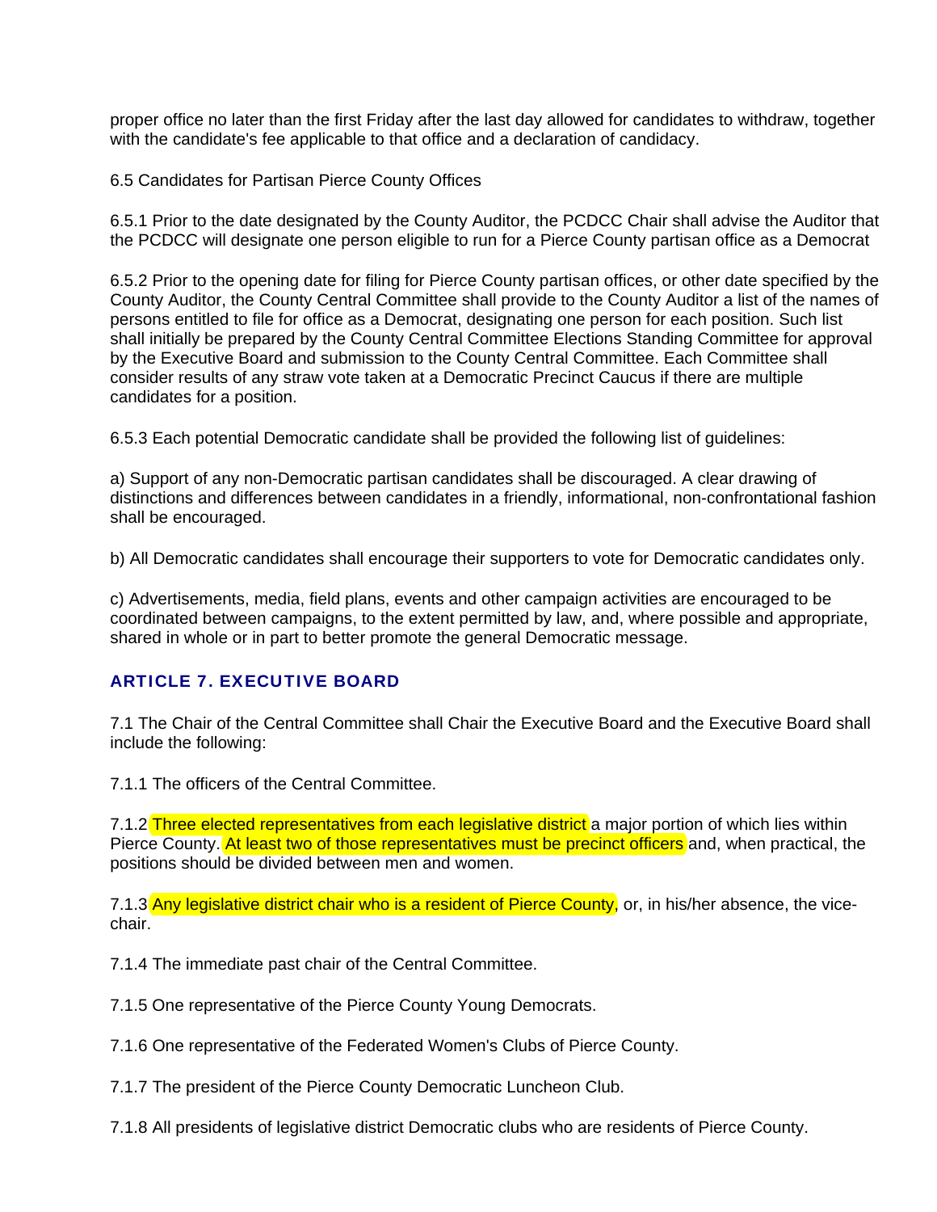proper office no later than the first Friday after the last day allowed for candidates to withdraw, together with the candidate's fee applicable to that office and a declaration of candidacy.

6.5 Candidates for Partisan Pierce County Offices

6.5.1 Prior to the date designated by the County Auditor, the PCDCC Chair shall advise the Auditor that the PCDCC will designate one person eligible to run for a Pierce County partisan office as a Democrat

6.5.2 Prior to the opening date for filing for Pierce County partisan offices, or other date specified by the County Auditor, the County Central Committee shall provide to the County Auditor a list of the names of persons entitled to file for office as a Democrat, designating one person for each position. Such list shall initially be prepared by the County Central Committee Elections Standing Committee for approval by the Executive Board and submission to the County Central Committee. Each Committee shall consider results of any straw vote taken at a Democratic Precinct Caucus if there are multiple candidates for a position.

6.5.3 Each potential Democratic candidate shall be provided the following list of guidelines:

a) Support of any non-Democratic partisan candidates shall be discouraged. A clear drawing of distinctions and differences between candidates in a friendly, informational, non-confrontational fashion shall be encouraged.

b) All Democratic candidates shall encourage their supporters to vote for Democratic candidates only.

c) Advertisements, media, field plans, events and other campaign activities are encouraged to be coordinated between campaigns, to the extent permitted by law, and, where possible and appropriate, shared in whole or in part to better promote the general Democratic message.

## ARTICLE 7. EXECUTIVE BOARD

7.1 The Chair of the Central Committee shall Chair the Executive Board and the Executive Board shall include the following:

7.1.1 The officers of the Central Committee.

7.1.2 Three elected representatives from each legislative district a major portion of which lies within Pierce County. At least two of those representatives must be precinct officers and, when practical, the positions should be divided between men and women.

7.1.3 Any legislative district chair who is a resident of Pierce County, or, in his/her absence, the vice-chair.

7.1.4 The immediate past chair of the Central Committee.

7.1.5 One representative of the Pierce County Young Democrats.

7.1.6 One representative of the Federated Women's Clubs of Pierce County.

7.1.7 The president of the Pierce County Democratic Luncheon Club.

7.1.8 All presidents of legislative district Democratic clubs who are residents of Pierce County.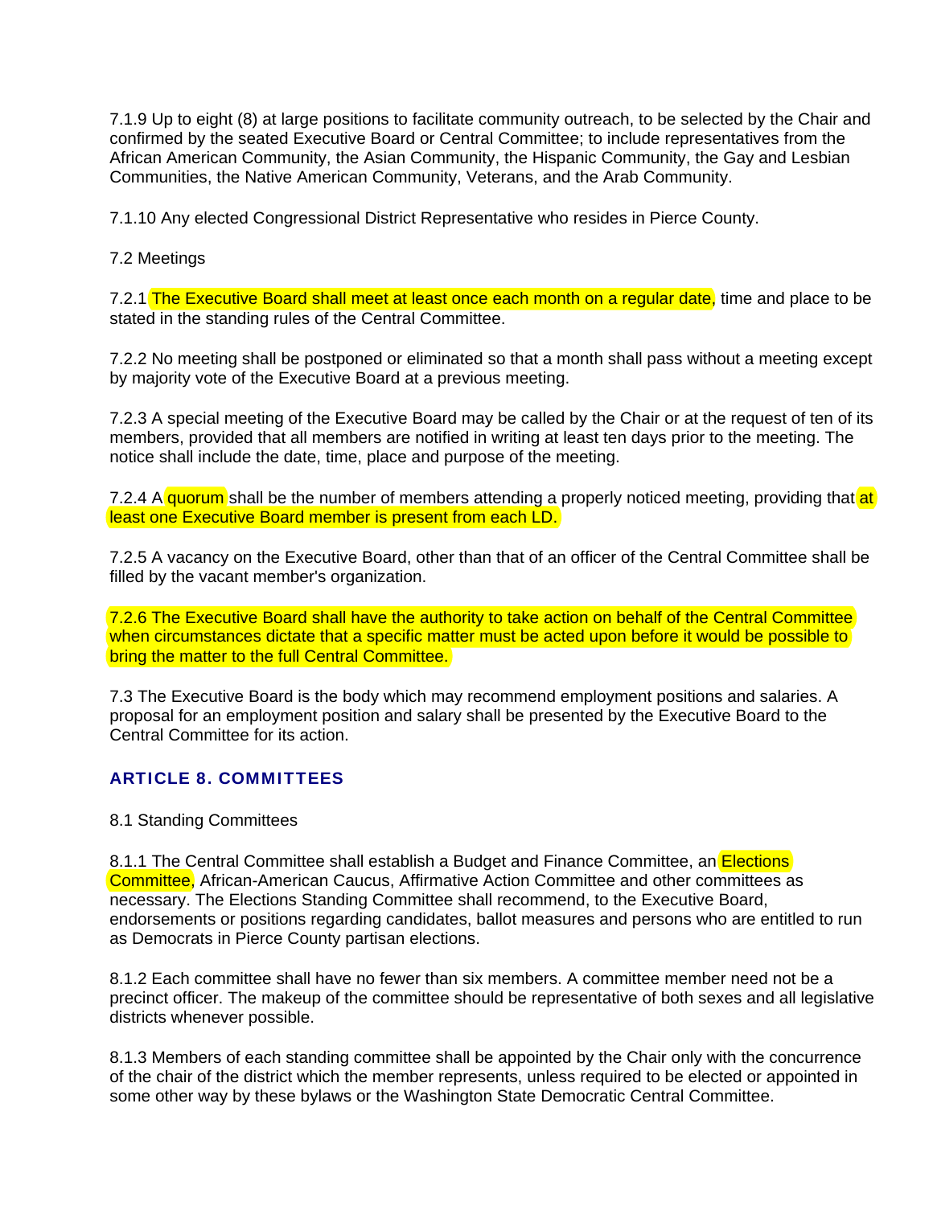7.1.9 Up to eight (8) at large positions to facilitate community outreach, to be selected by the Chair and confirmed by the seated Executive Board or Central Committee; to include representatives from the African American Community, the Asian Community, the Hispanic Community, the Gay and Lesbian Communities, the Native American Community, Veterans, and the Arab Community.

7.1.10 Any elected Congressional District Representative who resides in Pierce County.

7.2 Meetings

7.2.1 The Executive Board shall meet at least once each month on a regular date, time and place to be stated in the standing rules of the Central Committee.

7.2.2 No meeting shall be postponed or eliminated so that a month shall pass without a meeting except by majority vote of the Executive Board at a previous meeting.

7.2.3 A special meeting of the Executive Board may be called by the Chair or at the request of ten of its members, provided that all members are notified in writing at least ten days prior to the meeting. The notice shall include the date, time, place and purpose of the meeting.

7.2.4 A quorum shall be the number of members attending a properly noticed meeting, providing that at least one Executive Board member is present from each LD.

7.2.5 A vacancy on the Executive Board, other than that of an officer of the Central Committee shall be filled by the vacant member's organization.

7.2.6 The Executive Board shall have the authority to take action on behalf of the Central Committee when circumstances dictate that a specific matter must be acted upon before it would be possible to bring the matter to the full Central Committee.

7.3 The Executive Board is the body which may recommend employment positions and salaries. A proposal for an employment position and salary shall be presented by the Executive Board to the Central Committee for its action.

## ARTICLE 8. COMMITTEES

8.1 Standing Committees

8.1.1 The Central Committee shall establish a Budget and Finance Committee, an Elections Committee, African-American Caucus, Affirmative Action Committee and other committees as necessary. The Elections Standing Committee shall recommend, to the Executive Board, endorsements or positions regarding candidates, ballot measures and persons who are entitled to run as Democrats in Pierce County partisan elections.

8.1.2 Each committee shall have no fewer than six members. A committee member need not be a precinct officer. The makeup of the committee should be representative of both sexes and all legislative districts whenever possible.

8.1.3 Members of each standing committee shall be appointed by the Chair only with the concurrence of the chair of the district which the member represents, unless required to be elected or appointed in some other way by these bylaws or the Washington State Democratic Central Committee.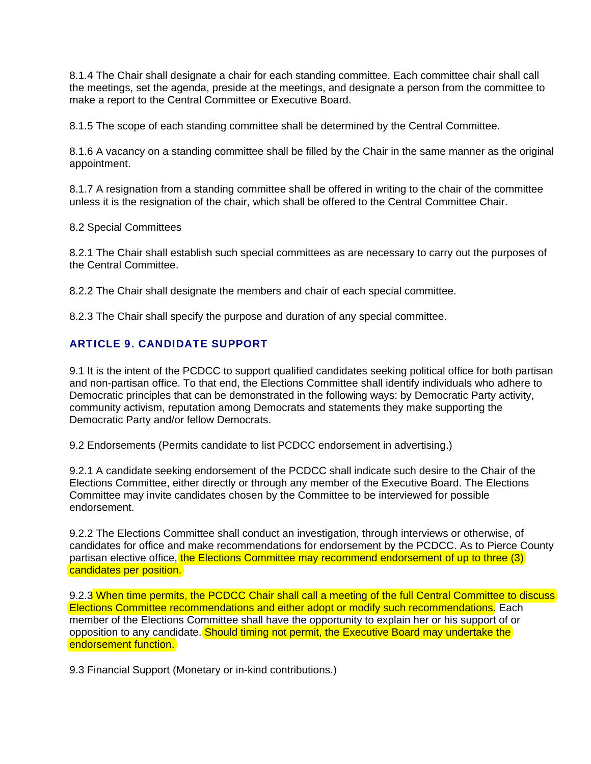8.1.4 The Chair shall designate a chair for each standing committee. Each committee chair shall call the meetings, set the agenda, preside at the meetings, and designate a person from the committee to make a report to the Central Committee or Executive Board.

8.1.5 The scope of each standing committee shall be determined by the Central Committee.

8.1.6 A vacancy on a standing committee shall be filled by the Chair in the same manner as the original appointment.

8.1.7 A resignation from a standing committee shall be offered in writing to the chair of the committee unless it is the resignation of the chair, which shall be offered to the Central Committee Chair.

8.2 Special Committees

8.2.1 The Chair shall establish such special committees as are necessary to carry out the purposes of the Central Committee.

8.2.2 The Chair shall designate the members and chair of each special committee.

8.2.3 The Chair shall specify the purpose and duration of any special committee.

## ARTICLE 9. CANDIDATE SUPPORT

9.1 It is the intent of the PCDCC to support qualified candidates seeking political office for both partisan and non-partisan office. To that end, the Elections Committee shall identify individuals who adhere to Democratic principles that can be demonstrated in the following ways: by Democratic Party activity, community activism, reputation among Democrats and statements they make supporting the Democratic Party and/or fellow Democrats.

9.2 Endorsements (Permits candidate to list PCDCC endorsement in advertising.)

9.2.1 A candidate seeking endorsement of the PCDCC shall indicate such desire to the Chair of the Elections Committee, either directly or through any member of the Executive Board. The Elections Committee may invite candidates chosen by the Committee to be interviewed for possible endorsement.

9.2.2 The Elections Committee shall conduct an investigation, through interviews or otherwise, of candidates for office and make recommendations for endorsement by the PCDCC. As to Pierce County partisan elective office, the Elections Committee may recommend endorsement of up to three (3) candidates per position.

9.2.3 When time permits, the PCDCC Chair shall call a meeting of the full Central Committee to discuss Elections Committee recommendations and either adopt or modify such recommendations. Each member of the Elections Committee shall have the opportunity to explain her or his support of or opposition to any candidate. Should timing not permit, the Executive Board may undertake the endorsement function.

9.3 Financial Support (Monetary or in-kind contributions.)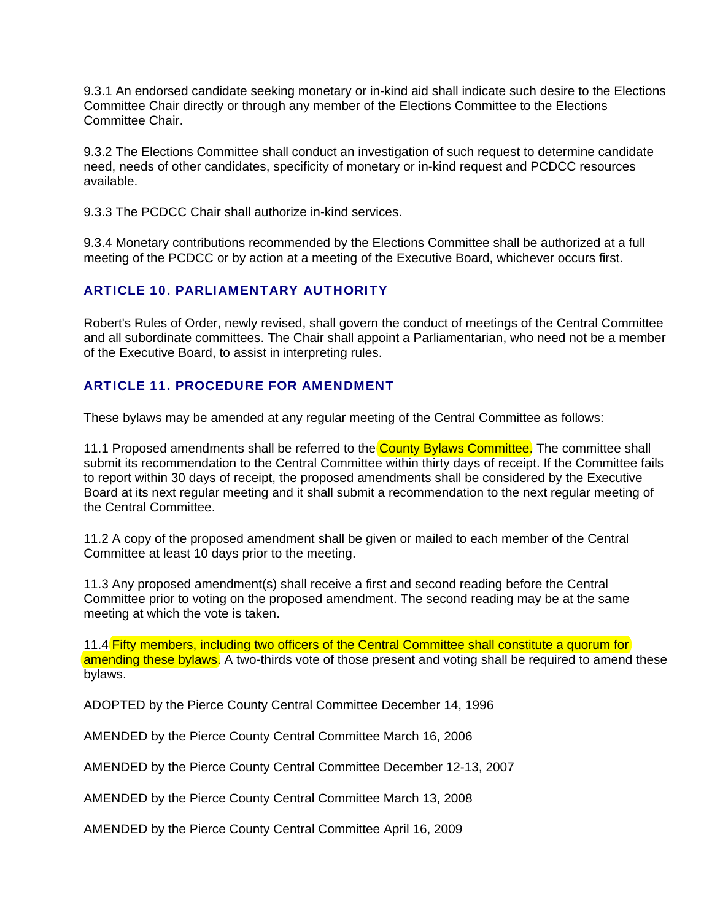9.3.1 An endorsed candidate seeking monetary or in-kind aid shall indicate such desire to the Elections Committee Chair directly or through any member of the Elections Committee to the Elections Committee Chair.

9.3.2 The Elections Committee shall conduct an investigation of such request to determine candidate need, needs of other candidates, specificity of monetary or in-kind request and PCDCC resources available.

9.3.3 The PCDCC Chair shall authorize in-kind services.

9.3.4 Monetary contributions recommended by the Elections Committee shall be authorized at a full meeting of the PCDCC or by action at a meeting of the Executive Board, whichever occurs first.

### ARTICLE 10. PARLIAMENTARY AUTHORITY

Robert's Rules of Order, newly revised, shall govern the conduct of meetings of the Central Committee and all subordinate committees. The Chair shall appoint a Parliamentarian, who need not be a member of the Executive Board, to assist in interpreting rules.

### ARTICLE 11. PROCEDURE FOR AMENDMENT

These bylaws may be amended at any regular meeting of the Central Committee as follows:

11.1 Proposed amendments shall be referred to the County Bylaws Committee. The committee shall submit its recommendation to the Central Committee within thirty days of receipt. If the Committee fails to report within 30 days of receipt, the proposed amendments shall be considered by the Executive Board at its next regular meeting and it shall submit a recommendation to the next regular meeting of the Central Committee.

11.2 A copy of the proposed amendment shall be given or mailed to each member of the Central Committee at least 10 days prior to the meeting.

11.3 Any proposed amendment(s) shall receive a first and second reading before the Central Committee prior to voting on the proposed amendment. The second reading may be at the same meeting at which the vote is taken.

11.4 Fifty members, including two officers of the Central Committee shall constitute a quorum for amending these bylaws. A two-thirds vote of those present and voting shall be required to amend these bylaws.

ADOPTED by the Pierce County Central Committee December 14, 1996

AMENDED by the Pierce County Central Committee March 16, 2006

AMENDED by the Pierce County Central Committee December 12-13, 2007

AMENDED by the Pierce County Central Committee March 13, 2008

AMENDED by the Pierce County Central Committee April 16, 2009